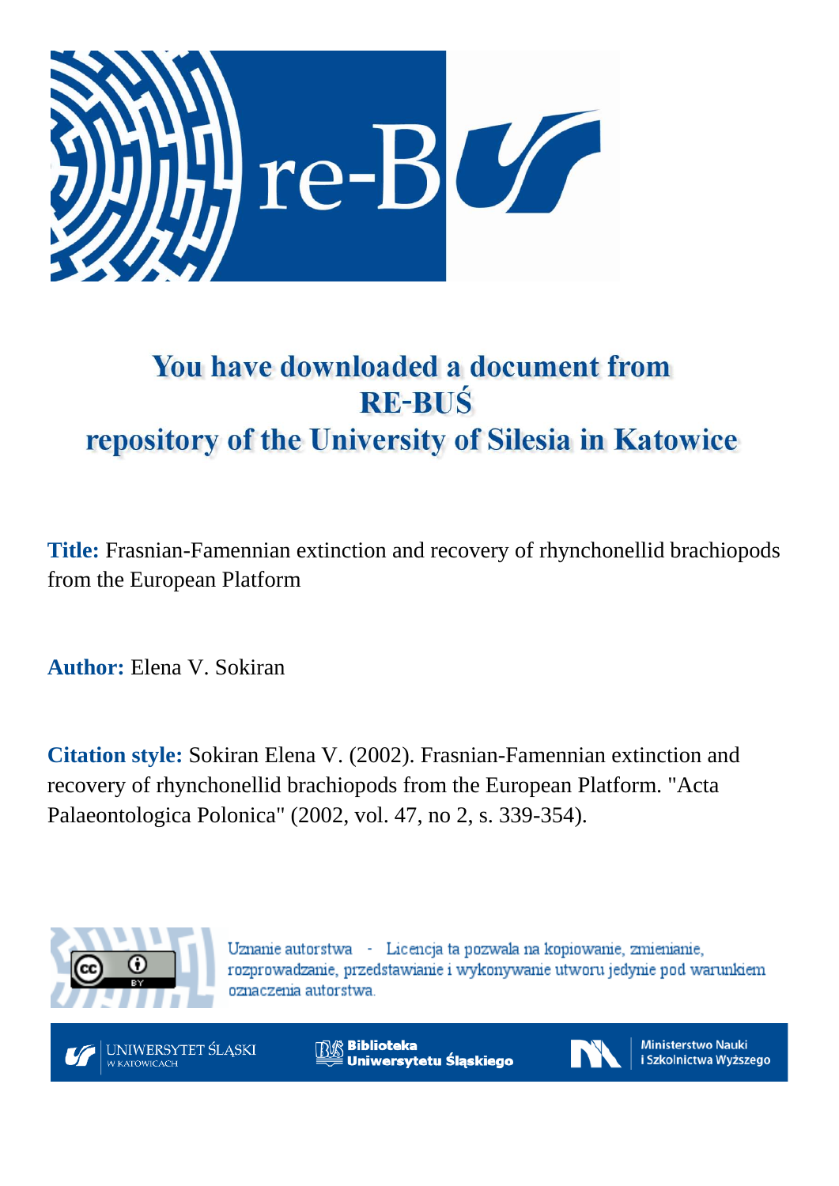# You have downloaded a document from RE-BUŚ repository of the University of Silesia in Katowice

**Title:** Frasnian-Famennian extinction and recovery of rhynchonellid brachiopods from the European Platform

**Author:** Elena V. Sokiran

**Citation style:** Sokiran Elena V. (2002). Frasnian-Famennian extinction and recovery of rhynchonellid brachiopods from the European Platform. "Acta Palaeontologica Polonica" (2002, vol. 47, no 2, s. 339-354).

Uznanie autorstwa - Licencja ta pozwala na kopiowanie, zmienianie, rozprowadzanie, przedstawianie i wykonywanie utworu jedynie pod warunkiem oznaczenia autorstwa.

UNIWERSYTET ŚLĄSKI W KATOWICACH

Biblioteka Uniwersytetu Śląskiego

Ministerstwo Nauki i Szkolnictwa Wyższego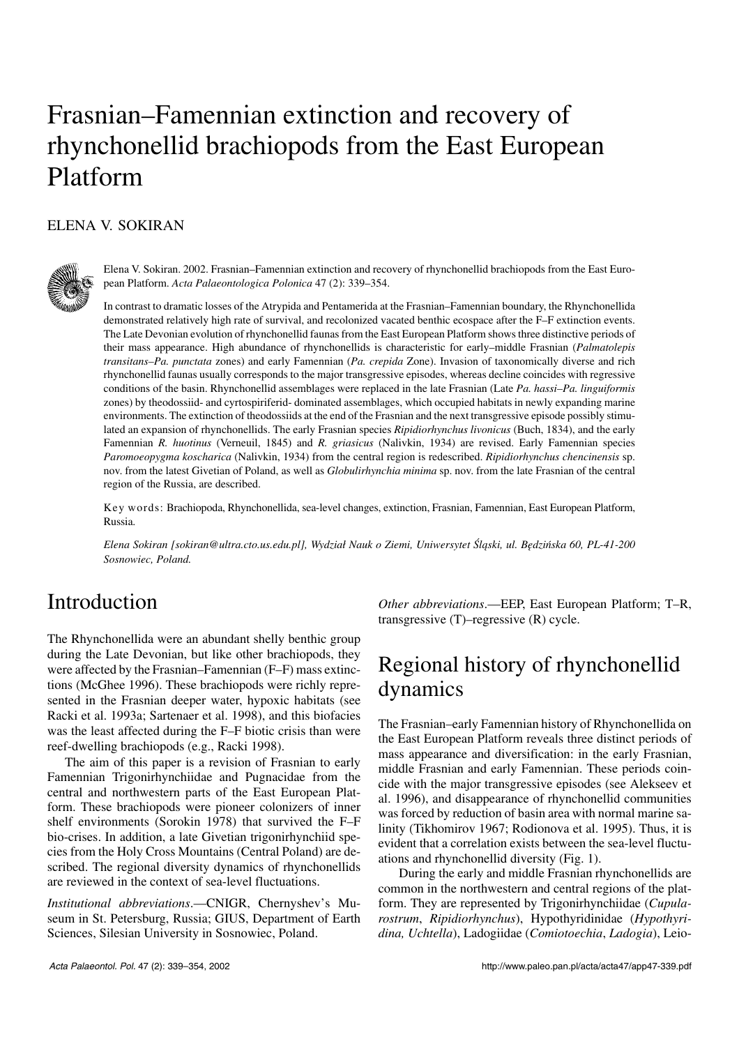# Frasnian–Famennian extinction and recovery of rhynchonellid brachiopods from the East European Platform

ELENA V. SOKIRAN

Elena V. Sokiran. 2002. Frasnian–Famennian extinction and recovery of rhynchonellid brachiopods from the East European Platform. *Acta Palaeontologica Polonica* 47 (2): 339–354.

In contrast to dramatic losses of the Atrypida and Pentamerida at the Frasnian–Famennian boundary, the Rhynchonellida demonstrated relatively high rate of survival, and recolonized vacated benthic ecospace after the F–F extinction events. The Late Devonian evolution of rhynchonellid faunas from the East European Platform shows three distinctive periods of their mass appearance. High abundance of rhynchonellids is characteristic for early–middle Frasnian (*Palmatolepis transitans–Pa. punctata* zones) and early Famennian (*Pa. crepida* Zone). Invasion of taxonomically diverse and rich rhynchonellid faunas usually corresponds to the major transgressive episodes, whereas decline coincides with regressive conditions of the basin. Rhynchonellid assemblages were replaced in the late Frasnian (Late *Pa. hassi–Pa. linguiformis* zones) by theodossiid- and cyrtospiriferid- dominated assemblages, which occupied habitats in newly expanding marine environments. The extinction of theodossiids at the end of the Frasnian and the next transgressive episode possibly stimulated an expansion of rhynchonellids. The early Frasnian species *Ripidiorhynchus livonicus* (Buch, 1834), and the early Famennian *R. huotinus* (Verneuil, 1845) and *R. griasicus* (Nalivkin, 1934) are revised. Early Famennian species *Paromoeopygma koscharica* (Nalivkin, 1934) from the central region is redescribed. *Ripidiorhynchus chencinensis* sp. nov. from the latest Givetian of Poland, as well as *Globulirhynchia minima* sp. nov. from the late Frasnian of the central region of the Russia, are described.

Key words: Brachiopoda, Rhynchonellida, sea-level changes, extinction, Frasnian, Famennian, East European Platform, Russia.

*Elena Sokiran [sokiran@ultra.cto.us.edu.pl], Wydział Nauk o Ziemi, Uniwersytet Śląski, ul. Będzińska 60, PL-41-200 Sosnowiec, Poland.*

## Introduction

The Rhynchonellida were an abundant shelly benthic group during the Late Devonian, but like other brachiopods, they were affected by the Frasnian–Famennian (F–F) mass extinctions (McGhee 1996). These brachiopods were richly represented in the Frasnian deeper water, hypoxic habitats (see Racki et al. 1993a; Sartenaer et al. 1998), and this biofacies was the least affected during the F–F biotic crisis than were reef-dwelling brachiopods (e.g., Racki 1998).

The aim of this paper is a revision of Frasnian to early Famennian Trigonirhynchiidae and Pugnacidae from the central and northwestern parts of the East European Platform. These brachiopods were pioneer colonizers of inner shelf environments (Sorokin 1978) that survived the F–F bio-crises. In addition, a late Givetian trigonirhynchiid species from the Holy Cross Mountains (Central Poland) are described. The regional diversity dynamics of rhynchonellids are reviewed in the context of sea-level fluctuations.

*Institutional abbreviations*.—CNIGR, Chernyshev's Museum in St. Petersburg, Russia; GIUS, Department of Earth Sciences, Silesian University in Sosnowiec, Poland.

*Other abbreviations*.—EEP, East European Platform; T–R, transgressive (T)–regressive (R) cycle.

## Regional history of rhynchonellid dynamics

The Frasnian–early Famennian history of Rhynchonellida on the East European Platform reveals three distinct periods of mass appearance and diversification: in the early Frasnian, middle Frasnian and early Famennian. These periods coincide with the major transgressive episodes (see Alekseev et al. 1996), and disappearance of rhynchonellid communities was forced by reduction of basin area with normal marine salinity (Tikhomirov 1967; Rodionova et al. 1995). Thus, it is evident that a correlation exists between the sea-level fluctuations and rhynchonellid diversity (Fig. 1).

During the early and middle Frasnian rhynchonellids are common in the northwestern and central regions of the platform. They are represented by Trigonirhynchiidae (*Cupularostrum*, *Ripidiorhynchus*), Hypothyrididinae (*Hypothyridina, Uchtella*), Ladogiidae (*Comiotoechia*, *Ladogia*), Leio-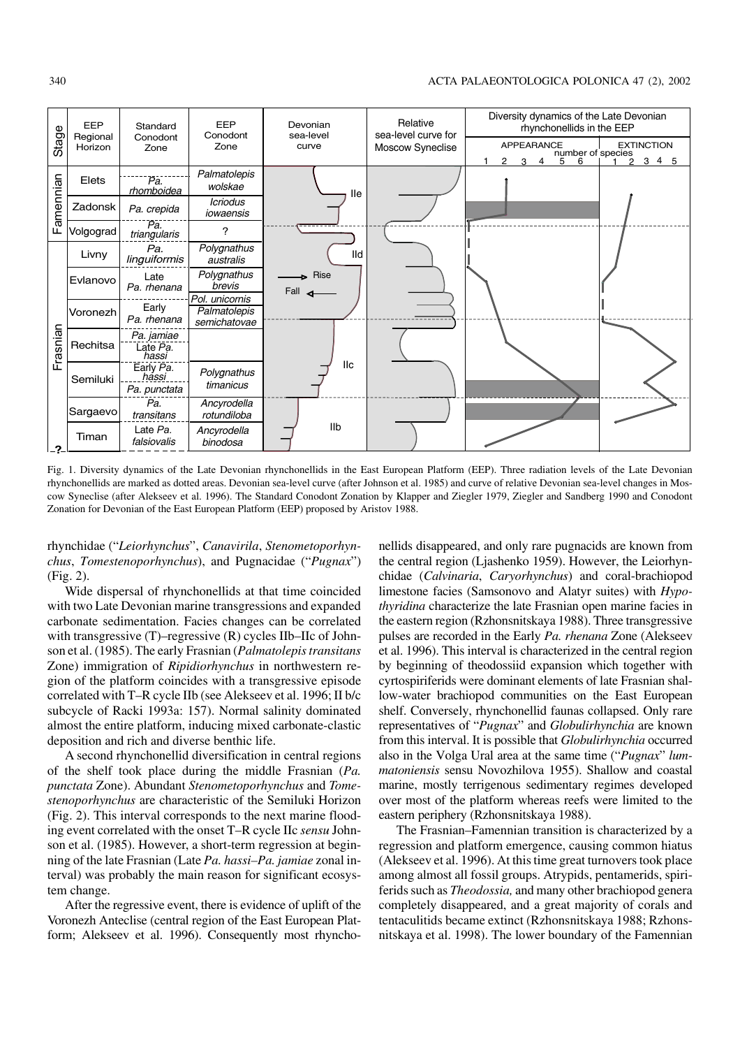Fig. 1. Diversity dynamics of the Late Devonian rhynchonellids in the East European Platform (EEP). Three radiation levels of the Late Devonian rhynchonellids are marked as dotted areas. Devonian sea-level curve (after Johnson et al. 1985) and curve of relative Devonian sea-level changes in Moscow Syneclise (after Alekseev et al. 1996). The Standard Conodont Zonation by Klapper and Ziegler 1979, Ziegler and Sandberg 1990 and Conodont Zonation for Devonian of the East European Platform (EEP) proposed by Aristov 1988.

rhynchidae ("*Leiorhynchus*", *Canavirila*, *Stenometoporhynchus*, *Tomestenoporhynchus*), and Pugnacidae ("*Pugnax*") (Fig. 2).

Wide dispersal of rhynchonellids at that time coincided with two Late Devonian marine transgressions and expanded carbonate sedimentation. Facies changes can be correlated with transgressive (T)–regressive (R) cycles IIb–IIc of Johnson et al. (1985). The early Frasnian (*Palmatolepis transitans* Zone) immigration of *Ripidiorhynchus* in northwestern region of the platform coincides with a transgressive episode correlated with T–R cycle IIb (see Alekseev et al. 1996; II b/c subcycle of Racki 1993a: 157). Normal salinity dominated almost the entire platform, inducing mixed carbonate-clastic deposition and rich and diverse benthic life.

A second rhynchonellid diversification in central regions of the shelf took place during the middle Frasnian (*Pa. punctata* Zone). Abundant *Stenometoporhynchus* and *Tomestenoporhynchus* are characteristic of the Semiluki Horizon (Fig. 2). This interval corresponds to the next marine flooding event correlated with the onset T–R cycle IIc *sensu* Johnson et al. (1985). However, a short-term regression at beginning of the late Frasnian (Late *Pa. hassi*–*Pa. jamiae* zonal interval) was probably the main reason for significant ecosystem change.

After the regressive event, there is evidence of uplift of the Voronezh Anteclise (central region of the East European Platform; Alekseev et al. 1996). Consequently most rhynchonellids disappeared, and only rare pugnacids are known from the central region (Ljashenko 1959). However, the Leiorhynchidae (*Calvinaria*, *Caryorhynchus*) and coral-brachiopod limestone facies (Samsonovo and Alatyr suites) with *Hypothyridina* characterize the late Frasnian open marine facies in the eastern region (Rzhonsnitskaya 1988). Three transgressive pulses are recorded in the Early *Pa. rhenana* Zone (Alekseev et al. 1996). This interval is characterized in the central region by beginning of theodossiid expansion which together with cyrtospiriferids were dominant elements of late Frasnian shallow-water brachiopod communities on the East European shelf. Conversely, rhynchonellid faunas collapsed. Only rare representatives of "*Pugnax*" and *Globulirhynchia* are known from this interval. It is possible that *Globulirhynchia* occurred also in the Volga Ural area at the same time ("*Pugnax*" *lummatoniensis* sensu Novozhilova 1955). Shallow and coastal marine, mostly terrigenous sedimentary regimes developed over most of the platform whereas reefs were limited to the eastern periphery (Rzhonsnitskaya 1988).

The Frasnian–Famennian transition is characterized by a regression and platform emergence, causing common hiatus (Alekseev et al. 1996). At this time great turnovers took place among almost all fossil groups. Atrypids, pentamerids, spiriferids such as *Theodossia,* and many other brachiopod genera completely disappeared, and a great majority of corals and tentaculitids became extinct (Rzhonsnitskaya 1988; Rzhonsnitskaya et al. 1998). The lower boundary of the Famennian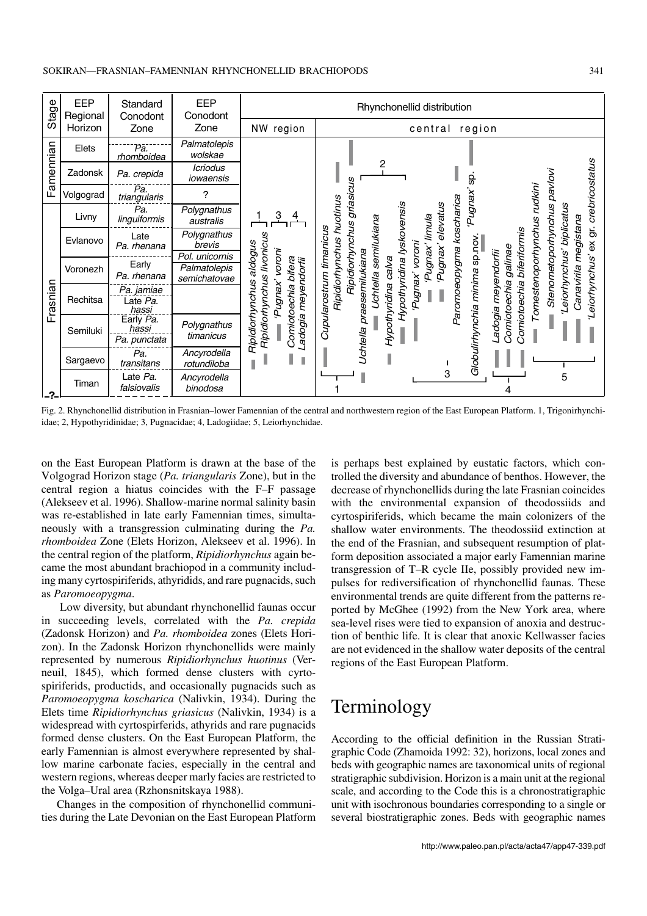| Stage | EEP Regional Horizon | Standard Conodont Zone | EEP Conodont Zone |
|---|---|---|---|
| Famennian | Elets | *Pa. rhomboidea* | *Palmatolepis wolskae* |
| | Zadonsk | *Pa. crepida* | *Icriodus iowaensis* |
| | Volgograd | *Pa. triangularis* | ? |
| Frasnian | Livny | *Pa. linguiformis* | *Polygnathus australis* |
| | Evlanovo | Late *Pa. rhenana* | *Polygnathus brevis* |
| | Voronezh | Early *Pa. rhenana* | *Pol. unicornis* / *Palmatolepis semichatovae* |
| | Rechitsa | *Pa. jamiae* / Late *Pa. hassi* | |
| | Semiluki | Early *Pa. hassi* / *Pa. punctata* | *Polygnathus timanicus* |
| | Sargaevo | *Pa. transitans* | *Ancyrodella rotundiloba* |
| -?- | Timan | Late *Pa. falsiovalis* | *Ancyrodella binodosa* |

Rhynchonellid distribution

NW region: *Ripidiorhynchus aldogus*, *Ripidiorhynchus livonicus*, *'Pugnax' voroni*, *Comiotoechia bifera*, *Ladogia meyendorfii*

central region: *Cupularostrum timanicus*, *Ripidiorhynchus huotinus*, *Ripidiorhynchus griasicus*, *Uchtella praesemilukiana*, *Uchtella semilukiana*, *Hypothyridina calva*, *Hypothyridina lyskovensis*, *'Pugnax' voroni*, *'Pugnax' limula*, *'Pugnax' elevatus*, *Paromoeopygma koscharica*, *'Pugnax' sp.*, *Globulirhynchia minima* sp.nov., *Ladogia meyendorfii*, *Comiotoechia gallinae*, *Comiotoechia biferiformis*, *Tomestenoporhynchus rudkini*, *Stenometoporhynchus pavlovi*, *'Leiorhynchus' biplicatus*, *Canavirila megistana*, *'Leiorhynchus' ex gr. crebricostatus*

Fig. 2. Rhynchonellid distribution in Frasnian–lower Famennian of the central and northwestern region of the East European Platform. 1, Trigonirhynchiidae; 2, Hypothyridinidae; 3, Pugnacidae; 4, Ladogiidae; 5, Leiorhynchidae.

on the East European Platform is drawn at the base of the Volgograd Horizon stage (*Pa. triangularis* Zone), but in the central region a hiatus coincides with the F–F passage (Alekseev et al. 1996). Shallow-marine normal salinity basin was re-established in late early Famennian times, simultaneously with a transgression culminating during the *Pa. rhomboidea* Zone (Elets Horizon, Alekseev et al. 1996). In the central region of the platform, *Ripidiorhynchus* again became the most abundant brachiopod in a community including many cyrtospiriferids, athyridids, and rare pugnacids, such as *Paromoeopygma*.

Low diversity, but abundant rhynchonellid faunas occur in succeeding levels, correlated with the *Pa. crepida* (Zadonsk Horizon) and *Pa. rhomboidea* zones (Elets Horizon). In the Zadonsk Horizon rhynchonellids were mainly represented by numerous *Ripidiorhynchus huotinus* (Verneuil, 1845), which formed dense clusters with cyrtospiriferids, productids, and occasionally pugnacids such as *Paromoeopygma koscharica* (Nalivkin, 1934). During the Elets time *Ripidiorhynchus griasicus* (Nalivkin, 1934) is a widespread with cyrtospirferids, athyrids and rare pugnacids formed dense clusters. On the East European Platform, the early Famennian is almost everywhere represented by shallow marine carbonate facies, especially in the central and western regions, whereas deeper marly facies are restricted to the Volga–Ural area (Rzhonsnitskaya 1988).

Changes in the composition of rhynchonellid communities during the Late Devonian on the East European Platform is perhaps best explained by eustatic factors, which controlled the diversity and abundance of benthos. However, the decrease of rhynchonellids during the late Frasnian coincides with the environmental expansion of theodossiids and cyrtospiriferids, which became the main colonizers of the shallow water environments. The theodossiid extinction at the end of the Frasnian, and subsequent resumption of platform deposition associated a major early Famennian marine transgression of T–R cycle IIe, possibly provided new impulses for rediversification of rhynchonellid faunas. These environmental trends are quite different from the patterns reported by McGhee (1992) from the New York area, where sea-level rises were tied to expansion of anoxia and destruction of benthic life. It is clear that anoxic Kellwasser facies are not evidenced in the shallow water deposits of the central regions of the East European Platform.

# Terminology

According to the official definition in the Russian Stratigraphic Code (Zhamoida 1992: 32), horizons, local zones and beds with geographic names are taxonomical units of regional stratigraphic subdivision. Horizon is a main unit at the regional scale, and according to the Code this is a chronostratigraphic unit with isochronous boundaries corresponding to a single or several biostratigraphic zones. Beds with geographic names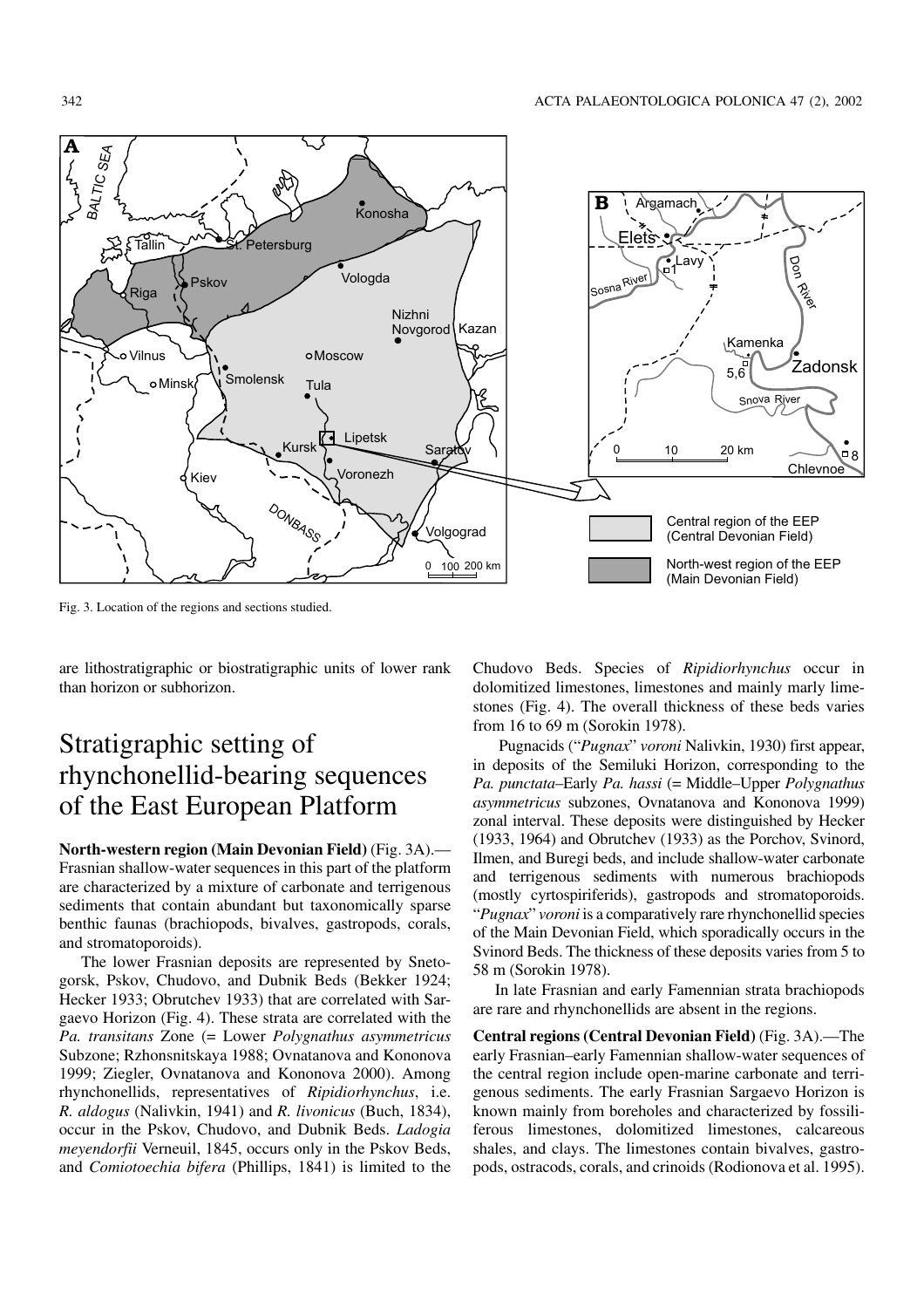Fig. 3. Location of the regions and sections studied.

are lithostratigraphic or biostratigraphic units of lower rank than horizon or subhorizon.

# Stratigraphic setting of rhynchonellid-bearing sequences of the East European Platform

**North-western region (Main Devonian Field)** (Fig. 3A).—Frasnian shallow-water sequences in this part of the platform are characterized by a mixture of carbonate and terrigenous sediments that contain abundant but taxonomically sparse benthic faunas (brachiopods, bivalves, gastropods, corals, and stromatoporoids).

The lower Frasnian deposits are represented by Snetogorsk, Pskov, Chudovo, and Dubnik Beds (Bekker 1924; Hecker 1933; Obrutchev 1933) that are correlated with Sargaevo Horizon (Fig. 4). These strata are correlated with the *Pa. transitans* Zone (= Lower *Polygnathus asymmetricus* Subzone; Rzhonsnitskaya 1988; Ovnatanova and Kononova 1999; Ziegler, Ovnatanova and Kononova 2000). Among rhynchonellids, representatives of *Ripidiorhynchus*, i.e. *R. aldogus* (Nalivkin, 1941) and *R. livonicus* (Buch, 1834), occur in the Pskov, Chudovo, and Dubnik Beds. *Ladogia meyendorfii* Verneuil, 1845, occurs only in the Pskov Beds, and *Comiotoechia bifera* (Phillips, 1841) is limited to the Chudovo Beds. Species of *Ripidiorhynchus* occur in dolomitized limestones, limestones and mainly marly limestones (Fig. 4). The overall thickness of these beds varies from 16 to 69 m (Sorokin 1978).

Pugnacids ("*Pugnax*" *voroni* Nalivkin, 1930) first appear, in deposits of the Semiluki Horizon, corresponding to the *Pa. punctata*–Early *Pa. hassi* (= Middle–Upper *Polygnathus asymmetricus* subzones, Ovnatanova and Kononova 1999) zonal interval. These deposits were distinguished by Hecker (1933, 1964) and Obrutchev (1933) as the Porchov, Svinord, Ilmen, and Buregi beds, and include shallow-water carbonate and terrigenous sediments with numerous brachiopods (mostly cyrtospiriferids), gastropods and stromatoporoids. "*Pugnax*" *voroni* is a comparatively rare rhynchonellid species of the Main Devonian Field, which sporadically occurs in the Svinord Beds. The thickness of these deposits varies from 5 to 58 m (Sorokin 1978).

In late Frasnian and early Famennian strata brachiopods are rare and rhynchonellids are absent in the regions.

**Central regions (Central Devonian Field)** (Fig. 3A).—The early Frasnian–early Famennian shallow-water sequences of the central region include open-marine carbonate and terrigenous sediments. The early Frasnian Sargaevo Horizon is known mainly from boreholes and characterized by fossiliferous limestones, dolomitized limestones, calcareous shales, and clays. The limestones contain bivalves, gastropods, ostracods, corals, and crinoids (Rodionova et al. 1995).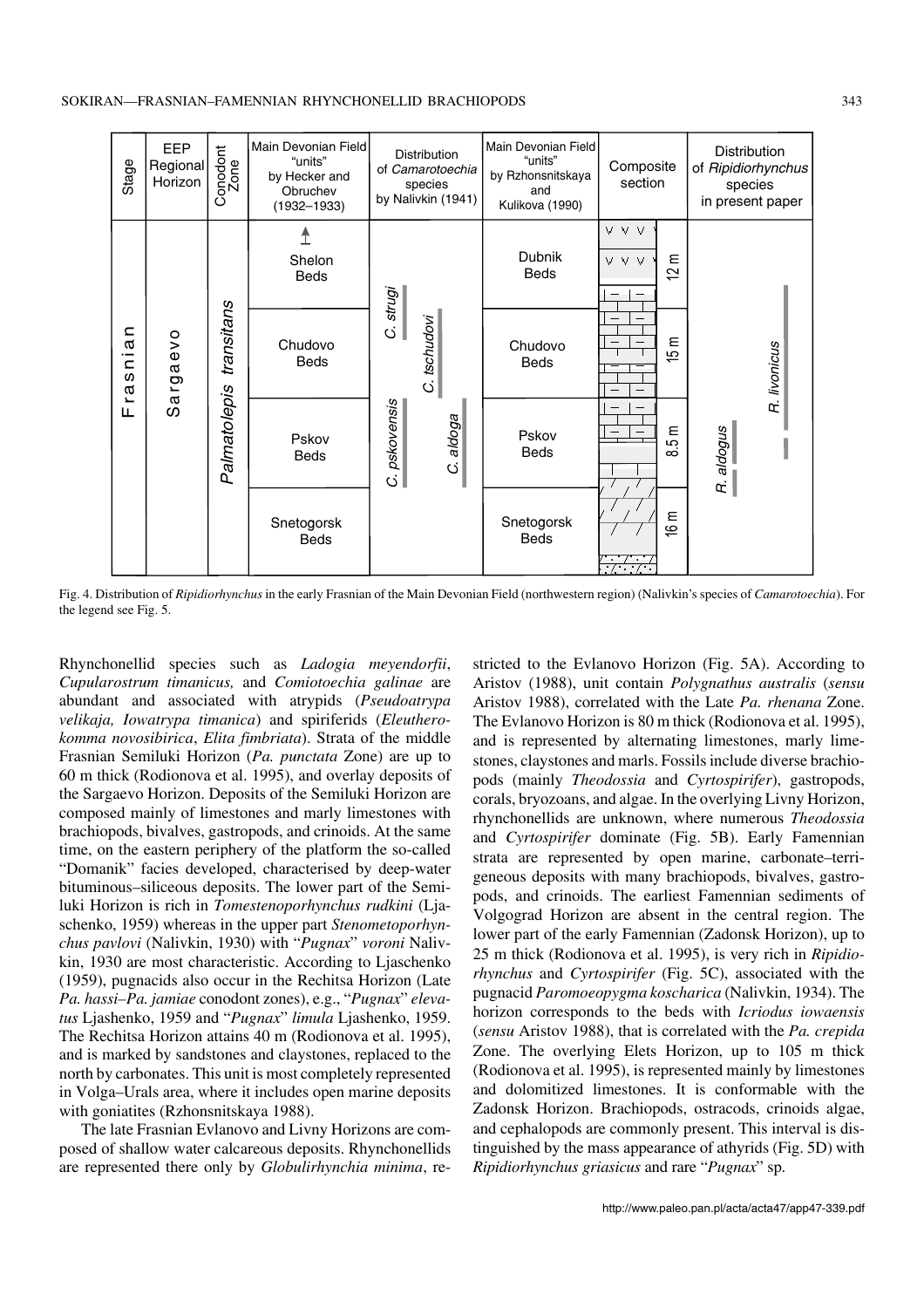| Stage | EEP Regional Horizon | Conodont Zone | Main Devonian Field "units" by Hecker and Obruchev (1932–1933) | Distribution of *Camarotoechia* species by Nalivkin (1941) | Main Devonian Field "units" by Rzhonsnitskaya and Kulikova (1990) | Composite section | Distribution of *Ripidiorhynchus* species in present paper |
|---|---|---|---|---|---|---|---|
| Frasnian | Sargaevo | *Palmatolepis transitans* | Shelon Beds | *C. strugi* | Dubnik Beds | 12 m | *R. livonicus* |
| | | | Chudovo Beds | *C. strugi*, *C. tschudovi* | Chudovo Beds | 15 m | *R. livonicus* |
| | | | Pskov Beds | *C. pskovensis*, *C. aldoga* | Pskov Beds | 8.5 m | *R. livonicus*, *R. aldogus* |
| | | | Snetogorsk Beds | | Snetogorsk Beds | 16 m | |

Fig. 4. Distribution of *Ripidiorhynchus* in the early Frasnian of the Main Devonian Field (northwestern region) (Nalivkin's species of *Camarotoechia*). For the legend see Fig. 5.

Rhynchonellid species such as *Ladogia meyendorfii*, *Cupularostrum timanicus,* and *Comiotoechia galinae* are abundant and associated with atrypids (*Pseudoatrypa velikaja, Iowatrypa timanica*) and spiriferids (*Eleutherokomma novosibirica*, *Elita fimbriata*). Strata of the middle Frasnian Semiluki Horizon (*Pa. punctata* Zone) are up to 60 m thick (Rodionova et al. 1995), and overlay deposits of the Sargaevo Horizon. Deposits of the Semiluki Horizon are composed mainly of limestones and marly limestones with brachiopods, bivalves, gastropods, and crinoids. At the same time, on the eastern periphery of the platform the so-called "Domanik" facies developed, characterised by deep-water bituminous–siliceous deposits. The lower part of the Semiluki Horizon is rich in *Tomestenoporhynchus rudkini* (Ljaschenko, 1959) whereas in the upper part *Stenometoporhynchus pavlovi* (Nalivkin, 1930) with "*Pugnax*" *voroni* Nalivkin, 1930 are most characteristic. According to Ljaschenko (1959), pugnacids also occur in the Rechitsa Horizon (Late *Pa. hassi*–*Pa. jamiae* conodont zones), e.g., "*Pugnax*" *elevatus* Ljashenko, 1959 and "*Pugnax*" *limula* Ljashenko, 1959. The Rechitsa Horizon attains 40 m (Rodionova et al. 1995), and is marked by sandstones and claystones, replaced to the north by carbonates. This unit is most completely represented in Volga–Urals area, where it includes open marine deposits with goniatites (Rzhonsnitskaya 1988).

The late Frasnian Evlanovo and Livny Horizons are composed of shallow water calcareous deposits. Rhynchonellids are represented there only by *Globulirhynchia minima*, restricted to the Evlanovo Horizon (Fig. 5A). According to Aristov (1988), unit contain *Polygnathus australis* (*sensu* Aristov 1988), correlated with the Late *Pa. rhenana* Zone. The Evlanovo Horizon is 80 m thick (Rodionova et al. 1995), and is represented by alternating limestones, marly limestones, claystones and marls. Fossils include diverse brachiopods (mainly *Theodossia* and *Cyrtospirifer*), gastropods, corals, bryozoans, and algae. In the overlying Livny Horizon, rhynchonellids are unknown, where numerous *Theodossia* and *Cyrtospirifer* dominate (Fig. 5B). Early Famennian strata are represented by open marine, carbonate–terrigeneous deposits with many brachiopods, bivalves, gastropods, and crinoids. The earliest Famennian sediments of Volgograd Horizon are absent in the central region. The lower part of the early Famennian (Zadonsk Horizon), up to 25 m thick (Rodionova et al. 1995), is very rich in *Ripidiorhynchus* and *Cyrtospirifer* (Fig. 5C), associated with the pugnacid *Paromoeopygma koscharica* (Nalivkin, 1934). The horizon corresponds to the beds with *Icriodus iowaensis* (*sensu* Aristov 1988), that is correlated with the *Pa. crepida* Zone. The overlying Elets Horizon, up to 105 m thick (Rodionova et al. 1995), is represented mainly by limestones and dolomitized limestones. It is conformable with the Zadonsk Horizon. Brachiopods, ostracods, crinoids algae, and cephalopods are commonly present. This interval is distinguished by the mass appearance of athyrids (Fig. 5D) with *Ripidiorhynchus griasicus* and rare "*Pugnax*" sp.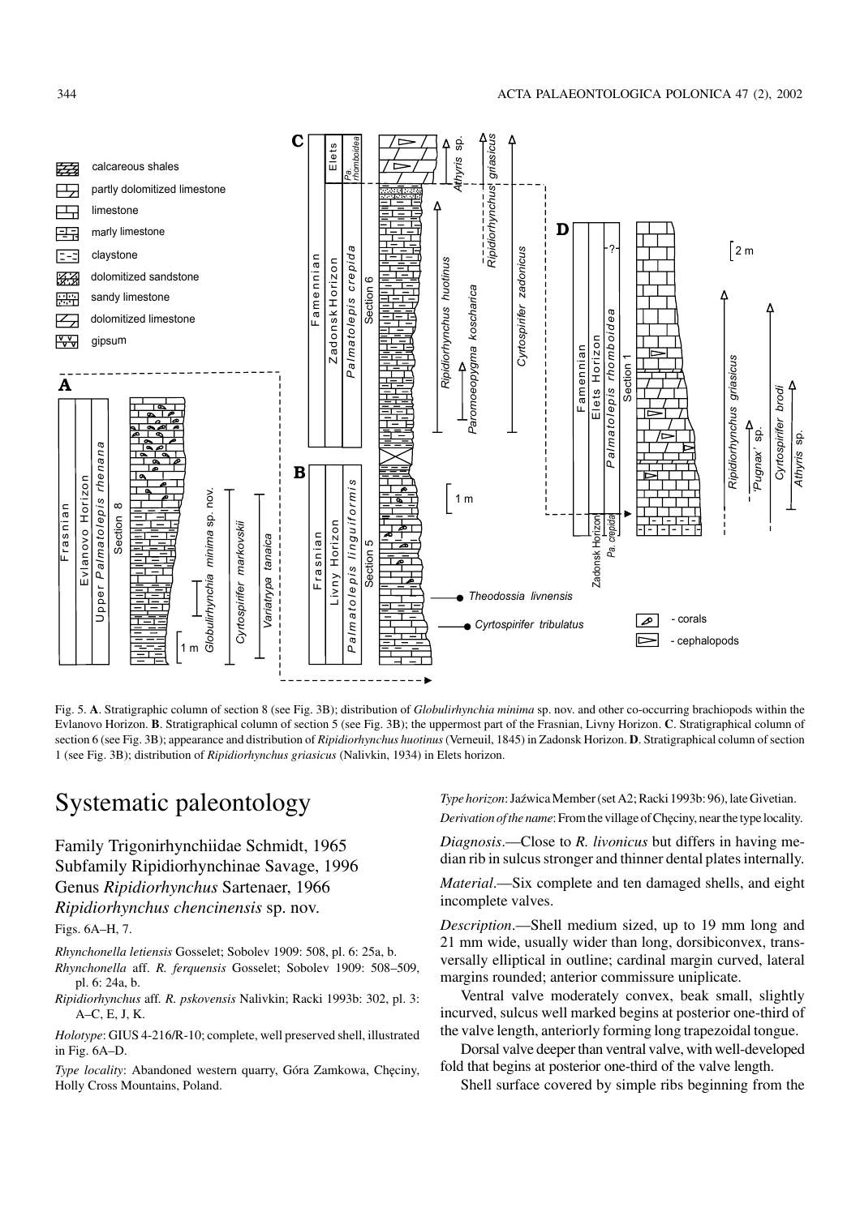Fig. 5. **A**. Stratigraphic column of section 8 (see Fig. 3B); distribution of *Globulirhynchia minima* sp. nov. and other co-occurring brachiopods within the Evlanovo Horizon. **B**. Stratigraphical column of section 5 (see Fig. 3B); the uppermost part of the Frasnian, Livny Horizon. **C**. Stratigraphical column of section 6 (see Fig. 3B); appearance and distribution of *Ripidiorhynchus huotinus* (Verneuil, 1845) in Zadonsk Horizon. **D**. Stratigraphical column of section 1 (see Fig. 3B); distribution of *Ripidiorhynchus griasicus* (Nalivkin, 1934) in Elets horizon.

# Systematic paleontology

Family Trigonirhynchiidae Schmidt, 1965

Subfamily Ripidiorhynchinae Savage, 1996

Genus *Ripidiorhynchus* Sartenaer, 1966

## *Ripidiorhynchus chencinensis* sp. nov.

Figs. 6A–H, 7.

*Rhynchonella letiensis* Gosselet; Sobolev 1909: 508, pl. 6: 25a, b.

*Rhynchonella* aff. *R. ferquensis* Gosselet; Sobolev 1909: 508–509, pl. 6: 24a, b.

*Ripidiorhynchus* aff. *R. pskovensis* Nalivkin; Racki 1993b: 302, pl. 3: A–C, E, J, K.

*Holotype*: GIUS 4-216/R-10; complete, well preserved shell, illustrated in Fig. 6A–D.

*Type locality*: Abandoned western quarry, Góra Zamkowa, Chęciny, Holly Cross Mountains, Poland.

*Type horizon*: Jaźwica Member (set A2; Racki 1993b: 96), late Givetian.

*Derivation of the name*: From the village of Chęciny, near the type locality.

*Diagnosis*.—Close to *R. livonicus* but differs in having median rib in sulcus stronger and thinner dental plates internally.

*Material*.—Six complete and ten damaged shells, and eight incomplete valves.

*Description*.—Shell medium sized, up to 19 mm long and 21 mm wide, usually wider than long, dorsibiconvex, transversally elliptical in outline; cardinal margin curved, lateral margins rounded; anterior commissure uniplicate.

Ventral valve moderately convex, beak small, slightly incurved, sulcus well marked begins at posterior one-third of the valve length, anteriorly forming long trapezoidal tongue.

Dorsal valve deeper than ventral valve, with well-developed fold that begins at posterior one-third of the valve length.

Shell surface covered by simple ribs beginning from the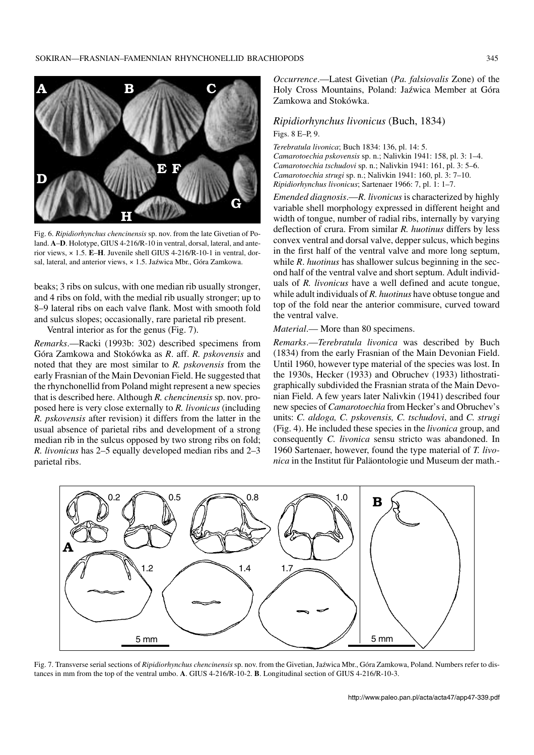Fig. 6. *Ripidiorhynchus chencinensis* sp. nov. from the late Givetian of Poland. **A**–**D**. Holotype, GIUS 4-216/R-10 in ventral, dorsal, lateral, and anterior views, × 1.5. **E**–**H**. Juvenile shell GIUS 4-216/R-10-1 in ventral, dorsal, lateral, and anterior views, × 1.5. Jaźwica Mbr., Góra Zamkowa.

beaks; 3 ribs on sulcus, with one median rib usually stronger, and 4 ribs on fold, with the medial rib usually stronger; up to 8–9 lateral ribs on each valve flank. Most with smooth fold and sulcus slopes; occasionally, rare parietal rib present.

Ventral interior as for the genus (Fig. 7).

*Remarks*.—Racki (1993b: 302) described specimens from Góra Zamkowa and Stokówka as *R*. aff. *R. pskovensis* and noted that they are most similar to *R. pskovensis* from the early Frasnian of the Main Devonian Field. He suggested that the rhynchonellid from Poland might represent a new species that is described here. Although *R. chencinensis* sp. nov. proposed here is very close externally to *R. livonicus* (including *R. pskovensis* after revision) it differs from the latter in the usual absence of parietal ribs and development of a strong median rib in the sulcus opposed by two strong ribs on fold; *R. livonicus* has 2–5 equally developed median ribs and 2–3 parietal ribs.

*Occurrence*.—Latest Givetian (*Pa. falsiovalis* Zone) of the Holy Cross Mountains, Poland: Jaźwica Member at Góra Zamkowa and Stokówka.

### *Ripidiorhynchus livonicus* (Buch, 1834)

Figs. 8 E–P, 9.

*Terebratula livonica*; Buch 1834: 136, pl. 14: 5.
*Camarotoechia pskovensis* sp. n.; Nalivkin 1941: 158, pl. 3: 1–4.
*Camarotoechia tschudovi* sp. n.; Nalivkin 1941: 161, pl. 3: 5–6.
*Camarotoechia strugi* sp. n.; Nalivkin 1941: 160, pl. 3: 7–10.
*Ripidiorhynchus livonicus*; Sartenaer 1966: 7, pl. 1: 1–7.

*Emended diagnosis*.—*R. livonicus* is characterized by highly variable shell morphology expressed in different height and width of tongue, number of radial ribs, internally by varying deflection of crura. From similar *R. huotinus* differs by less convex ventral and dorsal valve, depper sulcus, which begins in the first half of the ventral valve and more long septum, while *R*. *huotinus* has shallower sulcus beginning in the second half of the ventral valve and short septum. Adult individuals of *R. livonicus* have a well defined and acute tongue, while adult individuals of *R. huotinus* have obtuse tongue and top of the fold near the anterior commisure, curved toward the ventral valve.

*Material*.— More than 80 specimens.

*Remarks*.—*Terebratula livonica* was described by Buch (1834) from the early Frasnian of the Main Devonian Field. Until 1960, however type material of the species was lost. In the 1930s, Hecker (1933) and Obruchev (1933) lithostratigraphically subdivided the Frasnian strata of the Main Devonian Field. A few years later Nalivkin (1941) described four new species of *Camarotoechia* from Hecker's and Obruchev's units: *C. aldoga, C. pskovensis, C. tschudovi*, and *C. strugi* (Fig. 4). He included these species in the *livonica* group, and consequently *C. livonica* sensu stricto was abandoned. In 1960 Sartenaer, however, found the type material of *T. livonica* in the Institut für Paläontologie und Museum der math.-

Fig. 7. Transverse serial sections of *Ripidiorhynchus chencinensis* sp. nov. from the Givetian, Jaźwica Mbr., Góra Zamkowa, Poland. Numbers refer to distances in mm from the top of the ventral umbo. **A**. GIUS 4-216/R-10-2. **B**. Longitudinal section of GIUS 4-216/R-10-3.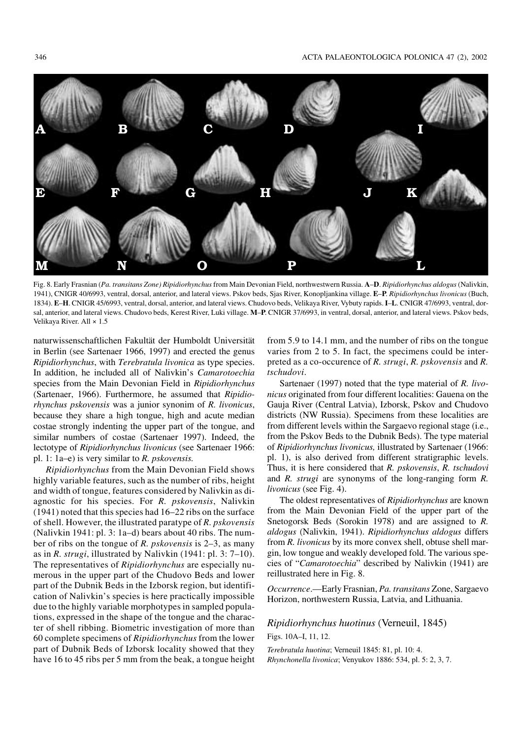Fig. 8. Early Frasnian (*Pa. transitans Zone) Ripidiorhynchus* from Main Devonian Field, northwestwern Russia. **A**–**D**. *Ripidiorhynchus aldogus* (Nalivkin, 1941), CNIGR 40/6993, ventral, dorsal, anterior, and lateral views. Pskov beds, Sjas River, Konopljankina village. **E**–**P**. *Ripidiorhynchus livonicus* (Buch, 1834). **E**–**H**. CNIGR 45/6993, ventral, dorsal, anterior, and lateral views. Chudovo beds, Velikaya River, Vybuty rapids. **I**–**L**. CNIGR 47/6993, ventral, dorsal, anterior, and lateral views. Chudovo beds, Kerest River, Luki village. **M**–**P**. CNIGR 37/6993, in ventral, dorsal, anterior, and lateral views. Pskov beds, Velikaya River. All × 1.5

naturwissenschaftlichen Fakultät der Humboldt Universität in Berlin (see Sartenaer 1966, 1997) and erected the genus *Ripidiorhynchus*, with *Terebratula livonica* as type species. In addition, he included all of Nalivkin's *Camarotoechia* species from the Main Devonian Field in *Ripidiorhynchus* (Sartenaer, 1966). Furthermore, he assumed that *Ripidiorhynchus pskovensis* was a junior synonim of *R. livonicus*, because they share a high tongue, high and acute median costae strongly indenting the upper part of the tongue, and similar numbers of costae (Sartenaer 1997). Indeed, the lectotype of *Ripidiorhynchus livonicus* (see Sartenaer 1966: pl. 1: 1a–e) is very similar to *R. pskovensis.*

*Ripidiorhynchus* from the Main Devonian Field shows highly variable features, such as the number of ribs, height and width of tongue, features considered by Nalivkin as diagnostic for his species. For *R. pskovensis*, Nalivkin (1941) noted that this species had 16–22 ribs on the surface of shell. However, the illustrated paratype of *R. pskovensis* (Nalivkin 1941: pl. 3: 1a–d) bears about 40 ribs. The number of ribs on the tongue of *R. pskovensis* is 2–3, as many as in *R. strugi*, illustrated by Nalivkin (1941: pl. 3: 7–10). The representatives of *Ripidiorhynchus* are especially numerous in the upper part of the Chudovo Beds and lower part of the Dubnik Beds in the Izborsk region, but identification of Nalivkin's species is here practically impossible due to the highly variable morphotypes in sampled populations, expressed in the shape of the tongue and the character of shell ribbing. Biometric investigation of more than 60 complete specimens of *Ripidiorhynchus* from the lower part of Dubnik Beds of Izborsk locality showed that they have 16 to 45 ribs per 5 mm from the beak, a tongue height from 5.9 to 14.1 mm, and the number of ribs on the tongue varies from 2 to 5. In fact, the specimens could be interpreted as a co-occurence of *R. strugi*, *R. pskovensis* and *R. tschudovi*.

Sartenaer (1997) noted that the type material of *R. livonicus* originated from four different localities: Gauena on the Gauja River (Central Latvia), Izborsk, Pskov and Chudovo districts (NW Russia). Specimens from these localities are from different levels within the Sargaevo regional stage (i.e., from the Pskov Beds to the Dubnik Beds). The type material of *Ripidiorhynchus livonicus,* illustrated by Sartenaer (1966: pl. 1), is also derived from different stratigraphic levels. Thus, it is here considered that *R. pskovensis*, *R. tschudovi* and *R. strugi* are synonyms of the long-ranging form *R. livonicus* (see Fig. 4).

The oldest representatives of *Ripidiorhynchus* are known from the Main Devonian Field of the upper part of the Snetogorsk Beds (Sorokin 1978) and are assigned to *R. aldogus* (Nalivkin, 1941). *Ripidiorhynchus aldogus* differs from *R. livonicus* by its more convex shell, obtuse shell margin, low tongue and weakly developed fold. The various species of "*Camarotoechia*" described by Nalivkin (1941) are reillustrated here in Fig. 8.

*Occurrence*.—Early Frasnian, *Pa. transitans* Zone, Sargaevo Horizon, northwestern Russia, Latvia, and Lithuania.

### *Ripidiorhynchus huotinus* (Verneuil, 1845)

Figs. 10A–I, 11, 12.

*Terebratula huotina*; Verneuil 1845: 81, pl. 10: 4.
*Rhynchonella livonica*; Venyukov 1886: 534, pl. 5: 2, 3, 7.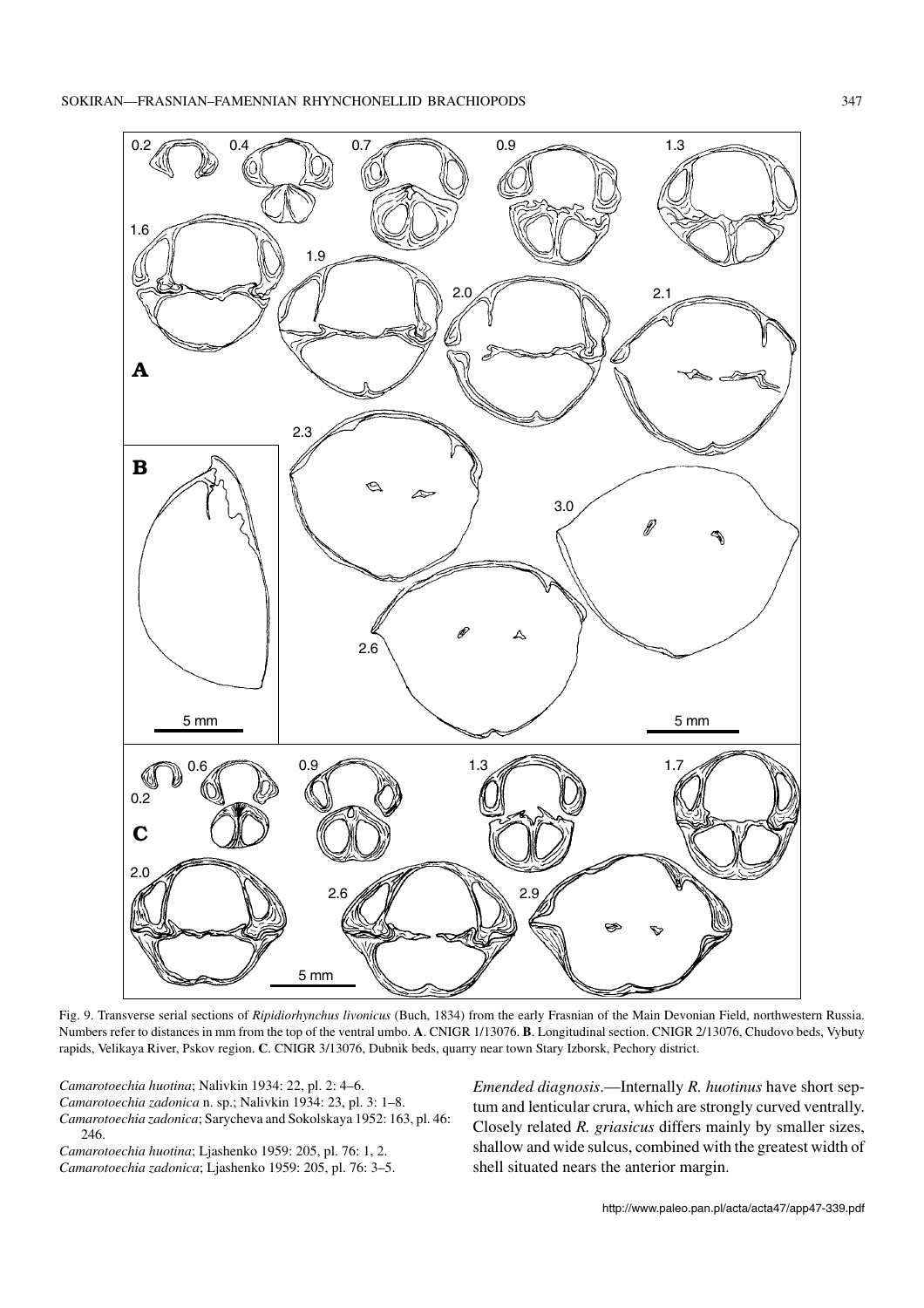Fig. 9. Transverse serial sections of *Ripidiorhynchus livonicus* (Buch, 1834) from the early Frasnian of the Main Devonian Field, northwestern Russia. Numbers refer to distances in mm from the top of the ventral umbo. **A**. CNIGR 1/13076. **B**. Longitudinal section. CNIGR 2/13076, Chudovo beds, Vybuty rapids, Velikaya River, Pskov region. **C**. CNIGR 3/13076, Dubnik beds, quarry near town Stary Izborsk, Pechory district.

*Camarotoechia huotina*; Nalivkin 1934: 22, pl. 2: 4–6.
*Camarotoechia zadonica* n. sp.; Nalivkin 1934: 23, pl. 3: 1–8.
*Camarotoechia zadonica*; Sarycheva and Sokolskaya 1952: 163, pl. 46: 246.
*Camarotoechia huotina*; Ljashenko 1959: 205, pl. 76: 1, 2.
*Camarotoechia zadonica*; Ljashenko 1959: 205, pl. 76: 3–5.

*Emended diagnosis*.—Internally *R. huotinus* have short septum and lenticular crura, which are strongly curved ventrally. Closely related *R. griasicus* differs mainly by smaller sizes, shallow and wide sulcus, combined with the greatest width of shell situated nears the anterior margin.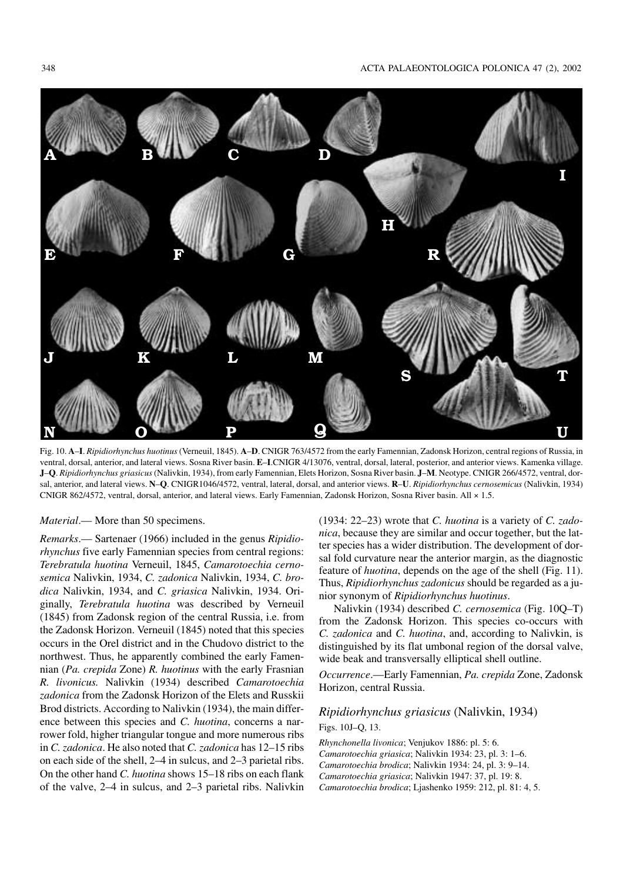Fig. 10. **A–I**. *Ripidiorhynchus huotinus* (Verneuil, 1845). **A–D**. CNIGR 763/4572 from the early Famennian, Zadonsk Horizon, central regions of Russia, in ventral, dorsal, anterior, and lateral views. Sosna River basin. **E–I**.CNIGR 4/13076, ventral, dorsal, lateral, posterior, and anterior views. Kamenka village. **J–Q**. *Ripidiorhynchus griasicus* (Nalivkin, 1934), from early Famennian, Elets Horizon, Sosna River basin. **J–M**. Neotype. CNIGR 266/4572, ventral, dorsal, anterior, and lateral views. **N–Q**. CNIGR1046/4572, ventral, lateral, dorsal, and anterior views. **R–U**. *Ripidiorhynchus cernosemicus* (Nalivkin, 1934) CNIGR 862/4572, ventral, dorsal, anterior, and lateral views. Early Famennian, Zadonsk Horizon, Sosna River basin. All × 1.5.

*Material*.— More than 50 specimens.

*Remarks*.— Sartenaer (1966) included in the genus *Ripidiorhynchus* five early Famennian species from central regions: *Terebratula huotina* Verneuil, 1845, *Camarotoechia cernosemica* Nalivkin, 1934, *C. zadonica* Nalivkin, 1934, *C. brodica* Nalivkin, 1934, and *C. griasica* Nalivkin, 1934. Originally, *Terebratula huotina* was described by Verneuil (1845) from Zadonsk region of the central Russia, i.e. from the Zadonsk Horizon. Verneuil (1845) noted that this species occurs in the Orel district and in the Chudovo district to the northwest. Thus, he apparently combined the early Famennian (*Pa. crepida* Zone) *R. huotinus* with the early Frasnian *R. livonicus.* Nalivkin (1934) described *Camarotoechia zadonica* from the Zadonsk Horizon of the Elets and Russkii Brod districts. According to Nalivkin (1934), the main difference between this species and *C. huotina*, concerns a narrower fold, higher triangular tongue and more numerous ribs in *C. zadonica*. He also noted that *C. zadonica* has 12–15 ribs on each side of the shell, 2–4 in sulcus, and 2–3 parietal ribs. On the other hand *C. huotina* shows 15–18 ribs on each flank of the valve, 2–4 in sulcus, and 2–3 parietal ribs. Nalivkin (1934: 22–23) wrote that *C. huotina* is a variety of *C. zadonica*, because they are similar and occur together, but the latter species has a wider distribution. The development of dorsal fold curvature near the anterior margin, as the diagnostic feature of *huotina*, depends on the age of the shell (Fig. 11). Thus, *Ripidiorhynchus zadonicus* should be regarded as a junior synonym of *Ripidiorhynchus huotinus*.

Nalivkin (1934) described *C. cernosemica* (Fig. 10Q–T) from the Zadonsk Horizon. This species co-occurs with *C. zadonica* and *C. huotina*, and, according to Nalivkin, is distinguished by its flat umbonal region of the dorsal valve, wide beak and transversally elliptical shell outline.

*Occurrence*.—Early Famennian, *Pa. crepida* Zone, Zadonsk Horizon, central Russia.

### *Ripidiorhynchus griasicus* (Nalivkin, 1934)

Figs. 10J–Q, 13.

*Rhynchonella livonica*; Venjukov 1886: pl. 5: 6.
*Camarotoechia griasica*; Nalivkin 1934: 23, pl. 3: 1–6.
*Camarotoechia brodica*; Nalivkin 1934: 24, pl. 3: 9–14.
*Camarotoechia griasica*; Nalivkin 1947: 37, pl. 19: 8.
*Camarotoechia brodica*; Ljashenko 1959: 212, pl. 81: 4, 5.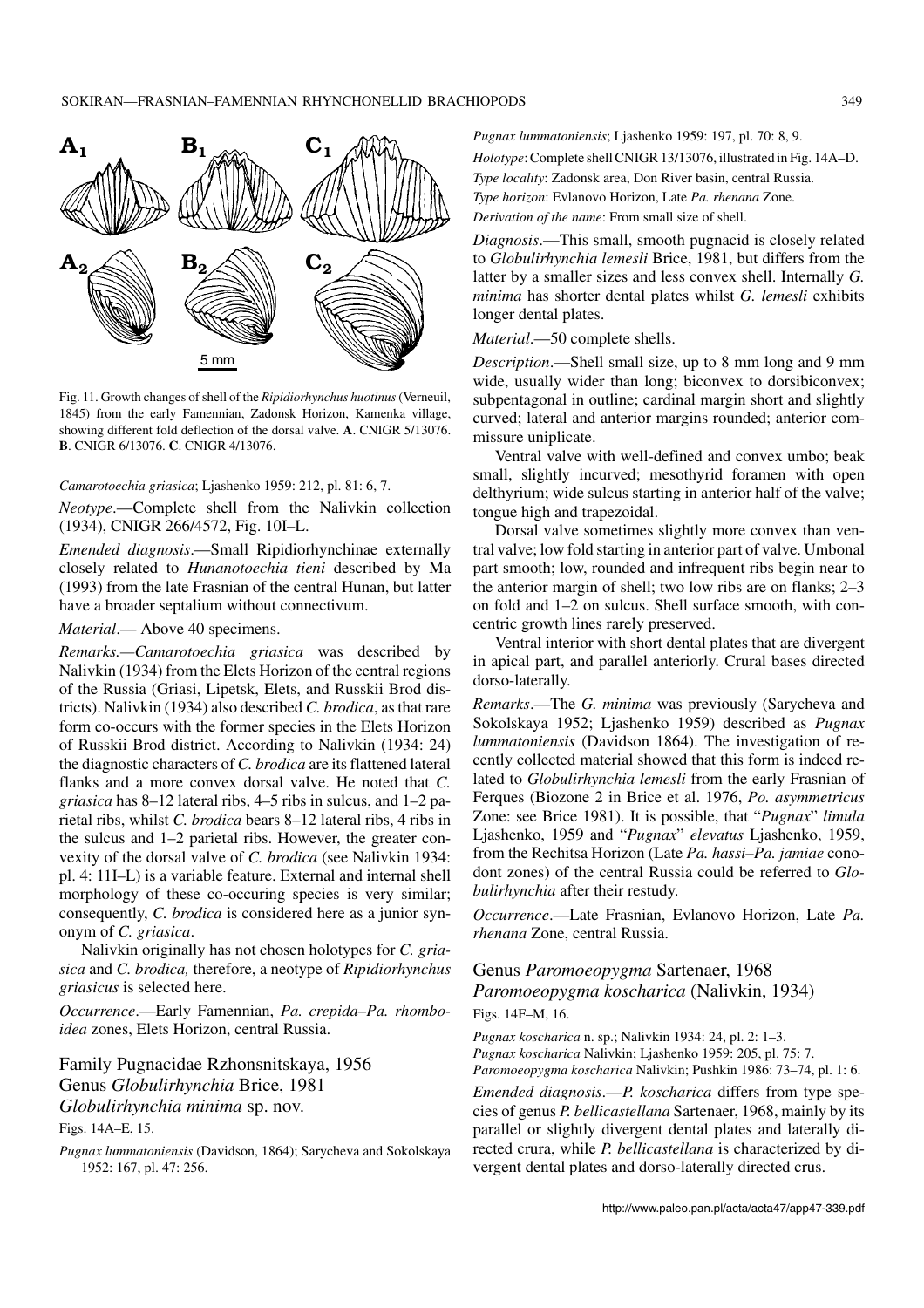Fig. 11. Growth changes of shell of the *Ripidiorhynchus huotinus* (Verneuil, 1845) from the early Famennian, Zadonsk Horizon, Kamenka village, showing different fold deflection of the dorsal valve. **A**. CNIGR 5/13076. **B**. CNIGR 6/13076. **C**. CNIGR 4/13076.

*Camarotoechia griasica*; Ljashenko 1959: 212, pl. 81: 6, 7.

*Neotype*.—Complete shell from the Nalivkin collection (1934), CNIGR 266/4572, Fig. 10I–L.

*Emended diagnosis*.—Small Ripidiorhynchinae externally closely related to *Hunanotoechia tieni* described by Ma (1993) from the late Frasnian of the central Hunan, but latter have a broader septalium without connectivum.

*Material*.— Above 40 specimens.

*Remarks.—Camarotoechia griasica* was described by Nalivkin (1934) from the Elets Horizon of the central regions of the Russia (Griasi, Lipetsk, Elets, and Russkii Brod districts). Nalivkin (1934) also described *C. brodica*, as that rare form co-occurs with the former species in the Elets Horizon of Russkii Brod district. According to Nalivkin (1934: 24) the diagnostic characters of *C. brodica* are its flattened lateral flanks and a more convex dorsal valve. He noted that *C. griasica* has 8–12 lateral ribs, 4–5 ribs in sulcus, and 1–2 parietal ribs, whilst *C. brodica* bears 8–12 lateral ribs, 4 ribs in the sulcus and 1–2 parietal ribs. However, the greater convexity of the dorsal valve of *C. brodica* (see Nalivkin 1934: pl. 4: 11I–L) is a variable feature. External and internal shell morphology of these co-occuring species is very similar; consequently, *C. brodica* is considered here as a junior synonym of *C. griasica*.

Nalivkin originally has not chosen holotypes for *C. griasica* and *C. brodica,* therefore, a neotype of *Ripidiorhynchus griasicus* is selected here.

*Occurrence*.—Early Famennian, *Pa. crepida–Pa. rhomboidea* zones, Elets Horizon, central Russia.

## Family Pugnacidae Rzhonsnitskaya, 1956

## Genus *Globulirhynchia* Brice, 1981

### *Globulirhynchia minima* sp. nov.

Figs. 14A–E, 15.

*Pugnax lummatoniensis* (Davidson, 1864); Sarycheva and Sokolskaya 1952: 167, pl. 47: 256.

*Pugnax lummatoniensis*; Ljashenko 1959: 197, pl. 70: 8, 9.

*Holotype*: Complete shell CNIGR 13/13076, illustrated in Fig. 14A–D.

*Type locality*: Zadonsk area, Don River basin, central Russia.

*Type horizon*: Evlanovo Horizon, Late *Pa. rhenana* Zone.

*Derivation of the name*: From small size of shell.

*Diagnosis*.—This small, smooth pugnacid is closely related to *Globulirhynchia lemesli* Brice, 1981, but differs from the latter by a smaller sizes and less convex shell. Internally *G. minima* has shorter dental plates whilst *G. lemesli* exhibits longer dental plates.

*Material*.—50 complete shells.

*Description*.—Shell small size, up to 8 mm long and 9 mm wide, usually wider than long; biconvex to dorsibiconvex; subpentagonal in outline; cardinal margin short and slightly curved; lateral and anterior margins rounded; anterior commissure uniplicate.

Ventral valve with well-defined and convex umbo; beak small, slightly incurved; mesothyrid foramen with open delthyrium; wide sulcus starting in anterior half of the valve; tongue high and trapezoidal.

Dorsal valve sometimes slightly more convex than ventral valve; low fold starting in anterior part of valve. Umbonal part smooth; low, rounded and infrequent ribs begin near to the anterior margin of shell; two low ribs are on flanks; 2–3 on fold and 1–2 on sulcus. Shell surface smooth, with concentric growth lines rarely preserved.

Ventral interior with short dental plates that are divergent in apical part, and parallel anteriorly. Crural bases directed dorso-laterally.

*Remarks*.—The *G. minima* was previously (Sarycheva and Sokolskaya 1952; Ljashenko 1959) described as *Pugnax lummatoniensis* (Davidson 1864). The investigation of recently collected material showed that this form is indeed related to *Globulirhynchia lemesli* from the early Frasnian of Ferques (Biozone 2 in Brice et al. 1976, *Po. asymmetricus* Zone: see Brice 1981). It is possible, that "*Pugnax*" *limula* Ljashenko, 1959 and "*Pugnax*" *elevatus* Ljashenko, 1959, from the Rechitsa Horizon (Late *Pa. hassi–Pa. jamiae* conodont zones) of the central Russia could be referred to *Globulirhynchia* after their restudy.

*Occurrence*.—Late Frasnian, Evlanovo Horizon, Late *Pa. rhenana* Zone, central Russia.

## Genus *Paromoeopygma* Sartenaer, 1968

### *Paromoeopygma koscharica* (Nalivkin, 1934)

Figs. 14F–M, 16.

*Pugnax koscharica* n. sp.; Nalivkin 1934: 24, pl. 2: 1–3.
*Pugnax koscharica* Nalivkin; Ljashenko 1959: 205, pl. 75: 7.
*Paromoeopygma koscharica* Nalivkin; Pushkin 1986: 73–74, pl. 1: 6.

*Emended diagnosis*.—*P. koscharica* differs from type species of genus *P. bellicastellana* Sartenaer, 1968, mainly by its parallel or slightly divergent dental plates and laterally directed crura, while *P. bellicastellana* is characterized by divergent dental plates and dorso-laterally directed crus.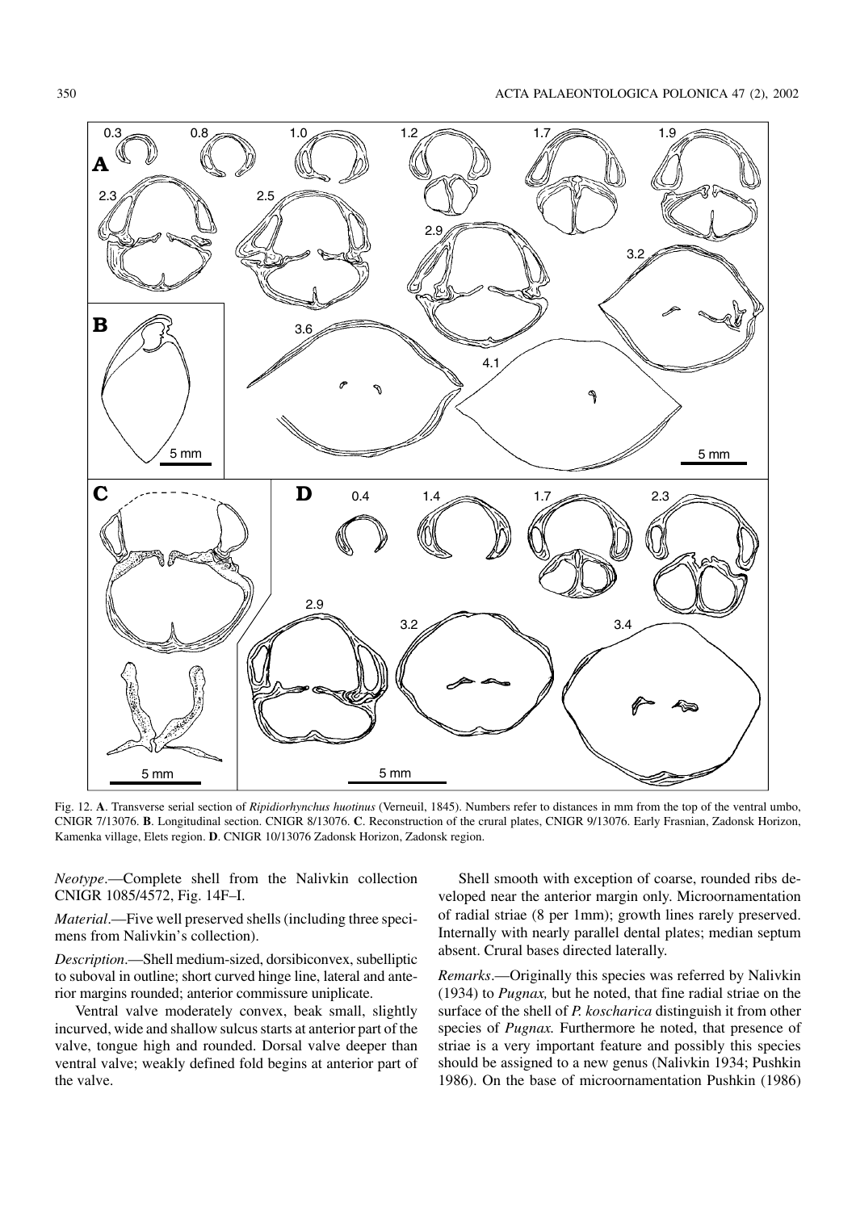Fig. 12. **A**. Transverse serial section of *Ripidiorhynchus huotinus* (Verneuil, 1845). Numbers refer to distances in mm from the top of the ventral umbo, CNIGR 7/13076. **B**. Longitudinal section. CNIGR 8/13076. **C**. Reconstruction of the crural plates, CNIGR 9/13076. Early Frasnian, Zadonsk Horizon, Kamenka village, Elets region. **D**. CNIGR 10/13076 Zadonsk Horizon, Zadonsk region.

*Neotype*.—Complete shell from the Nalivkin collection CNIGR 1085/4572, Fig. 14F–I.

*Material*.—Five well preserved shells (including three specimens from Nalivkin's collection).

*Description*.—Shell medium-sized, dorsibiconvex, subelliptic to suboval in outline; short curved hinge line, lateral and anterior margins rounded; anterior commissure uniplicate.

Ventral valve moderately convex, beak small, slightly incurved, wide and shallow sulcus starts at anterior part of the valve, tongue high and rounded. Dorsal valve deeper than ventral valve; weakly defined fold begins at anterior part of the valve.

Shell smooth with exception of coarse, rounded ribs developed near the anterior margin only. Microornamentation of radial striae (8 per 1mm); growth lines rarely preserved. Internally with nearly parallel dental plates; median septum absent. Crural bases directed laterally.

*Remarks*.—Originally this species was referred by Nalivkin (1934) to *Pugnax,* but he noted, that fine radial striae on the surface of the shell of *P. koscharica* distinguish it from other species of *Pugnax.* Furthermore he noted, that presence of striae is a very important feature and possibly this species should be assigned to a new genus (Nalivkin 1934; Pushkin 1986). On the base of microornamentation Pushkin (1986)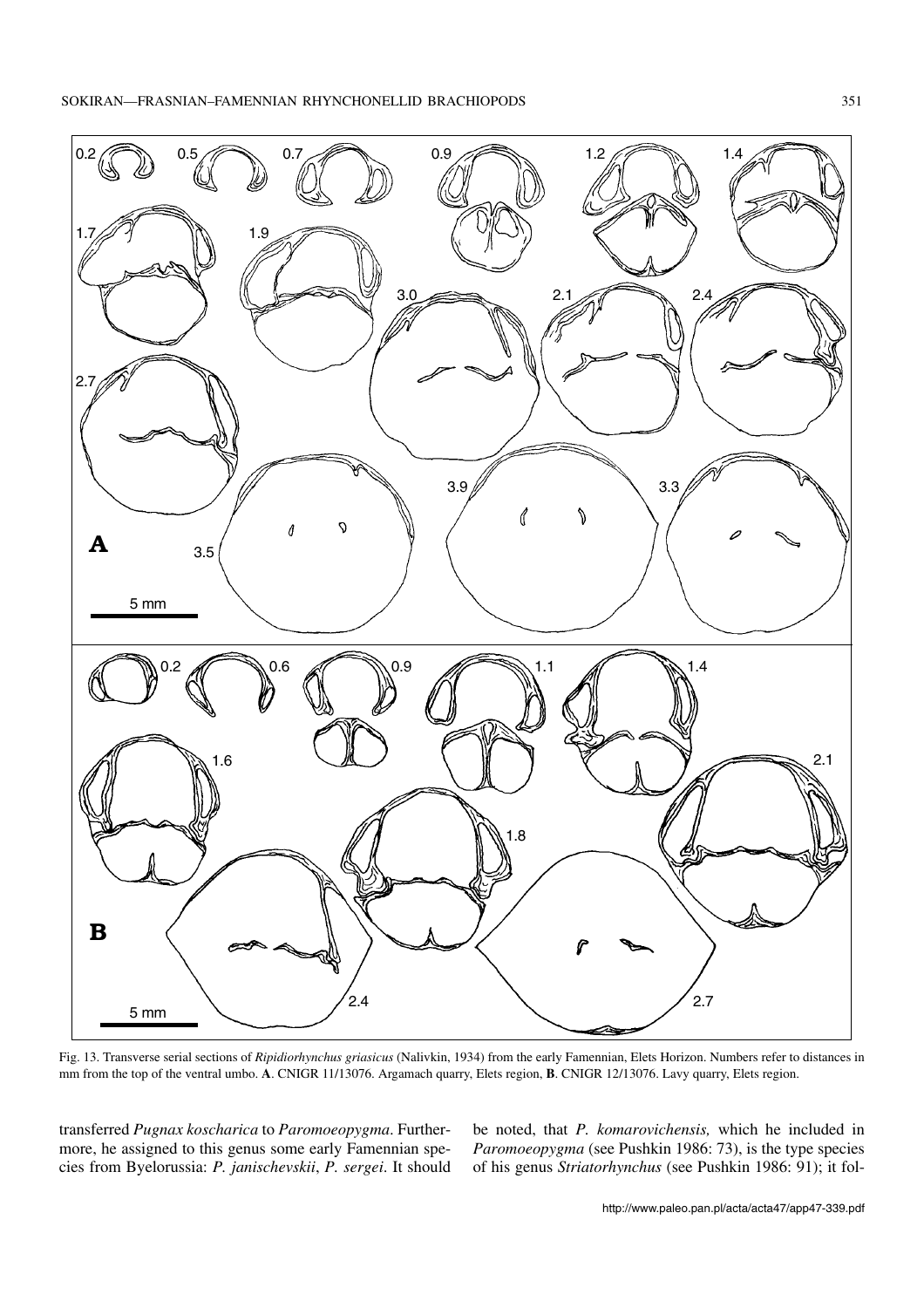Fig. 13. Transverse serial sections of *Ripidiorhynchus griasicus* (Nalivkin, 1934) from the early Famennian, Elets Horizon. Numbers refer to distances in mm from the top of the ventral umbo. **A**. CNIGR 11/13076. Argamach quarry, Elets region, **B**. CNIGR 12/13076. Lavy quarry, Elets region.

transferred *Pugnax koscharica* to *Paromoeopygma*. Furthermore, he assigned to this genus some early Famennian species from Byelorussia: *P. janischevskii*, *P. sergei*. It should be noted, that *P. komarovichensis,* which he included in *Paromoeopygma* (see Pushkin 1986: 73), is the type species of his genus *Striatorhynchus* (see Pushkin 1986: 91); it fol-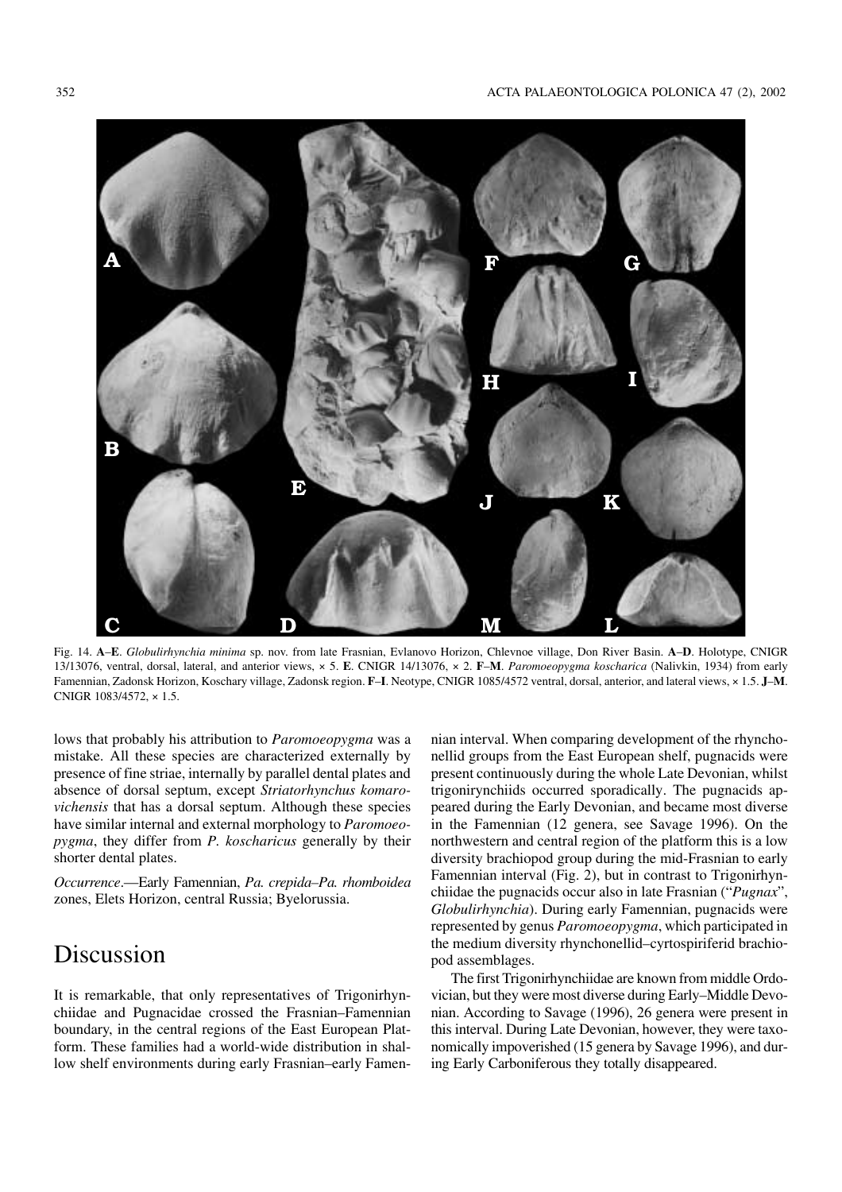Fig. 14. **A**–**E**. *Globulirhynchia minima* sp. nov. from late Frasnian, Evlanovo Horizon, Chlevnoe village, Don River Basin. **A**–**D**. Holotype, CNIGR 13/13076, ventral, dorsal, lateral, and anterior views, × 5. **E**. CNIGR 14/13076, × 2. **F**–**M**. *Paromoeopygma koscharica* (Nalivkin, 1934) from early Famennian, Zadonsk Horizon, Koschary village, Zadonsk region. **F**–**I**. Neotype, CNIGR 1085/4572 ventral, dorsal, anterior, and lateral views, × 1.5. **J**–**M**. CNIGR 1083/4572, × 1.5.

lows that probably his attribution to *Paromoeopygma* was a mistake. All these species are characterized externally by presence of fine striae, internally by parallel dental plates and absence of dorsal septum, except *Striatorhynchus komarovichensis* that has a dorsal septum. Although these species have similar internal and external morphology to *Paromoeopygma*, they differ from *P. koscharicus* generally by their shorter dental plates.

*Occurrence*.—Early Famennian, *Pa. crepida*–*Pa. rhomboidea* zones, Elets Horizon, central Russia; Byelorussia.

# Discussion

It is remarkable, that only representatives of Trigonirhynchiidae and Pugnacidae crossed the Frasnian–Famennian boundary, in the central regions of the East European Platform. These families had a world-wide distribution in shallow shelf environments during early Frasnian–early Famennian interval. When comparing development of the rhynchonellid groups from the East European shelf, pugnacids were present continuously during the whole Late Devonian, whilst trigonirynchiids occurred sporadically. The pugnacids appeared during the Early Devonian, and became most diverse in the Famennian (12 genera, see Savage 1996). On the northwestern and central region of the platform this is a low diversity brachiopod group during the mid-Frasnian to early Famennian interval (Fig. 2), but in contrast to Trigonirhynchiidae the pugnacids occur also in late Frasnian ("*Pugnax*", *Globulirhynchia*). During early Famennian, pugnacids were represented by genus *Paromoeopygma*, which participated in the medium diversity rhynchonellid–cyrtospiriferid brachiopod assemblages.

The first Trigonirhynchiidae are known from middle Ordovician, but they were most diverse during Early–Middle Devonian. According to Savage (1996), 26 genera were present in this interval. During Late Devonian, however, they were taxonomically impoverished (15 genera by Savage 1996), and during Early Carboniferous they totally disappeared.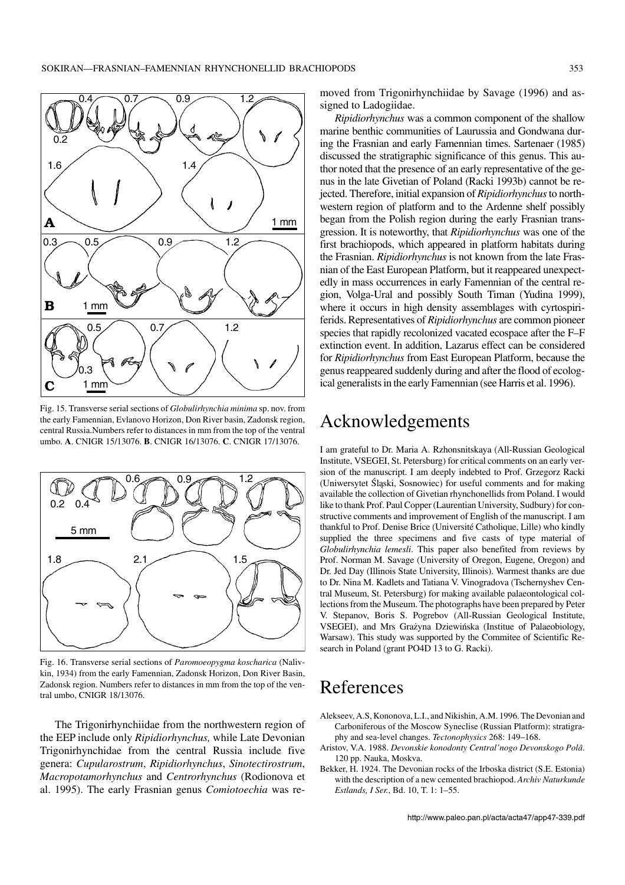Fig. 15. Transverse serial sections of *Globulirhynchia minima* sp. nov. from the early Famennian, Evlanovo Horizon, Don River basin, Zadonsk region, central Russia.Numbers refer to distances in mm from the top of the ventral umbo. **A**. CNIGR 15/13076. **B**. CNIGR 16/13076. **C**. CNIGR 17/13076.

Fig. 16. Transverse serial sections of *Paromoeopygma koscharica* (Nalivkin, 1934) from the early Famennian, Zadonsk Horizon, Don River Basin, Zadonsk region. Numbers refer to distances in mm from the top of the ventral umbo, CNIGR 18/13076.

The Trigonirhynchiidae from the northwestern region of the EEP include only *Ripidiorhynchus,* while Late Devonian Trigonirhynchidae from the central Russia include five genera: *Cupularostrum*, *Ripidiorhynchus*, *Sinotectirostrum*, *Macropotamorhynchus* and *Centrorhynchus* (Rodionova et al. 1995). The early Frasnian genus *Comiotoechia* was removed from Trigonirhynchiidae by Savage (1996) and assigned to Ladogiidae.

*Ripidiorhynchus* was a common component of the shallow marine benthic communities of Laurussia and Gondwana during the Frasnian and early Famennian times. Sartenaer (1985) discussed the stratigraphic significance of this genus. This author noted that the presence of an early representative of the genus in the late Givetian of Poland (Racki 1993b) cannot be rejected. Therefore, initial expansion of *Ripidiorhynchus* to northwestern region of platform and to the Ardenne shelf possibly began from the Polish region during the early Frasnian transgression. It is noteworthy, that *Ripidiorhynchus* was one of the first brachiopods, which appeared in platform habitats during the Frasnian. *Ripidiorhynchus* is not known from the late Frasnian of the East European Platform, but it reappeared unexpectedly in mass occurrences in early Famennian of the central region, Volga-Ural and possibly South Timan (Yudina 1999), where it occurs in high density assemblages with cyrtospiriferids. Representatives of *Ripidiorhynchus* are common pioneer species that rapidly recolonized vacated ecospace after the F–F extinction event. In addition, Lazarus effect can be considered for *Ripidiorhynchus* from East European Platform, because the genus reappeared suddenly during and after the flood of ecological generalists in the early Famennian (see Harris et al. 1996).

# Acknowledgements

I am grateful to Dr. Maria A. Rzhonsnitskaya (All-Russian Geological Institute, VSEGEI, St. Petersburg) for critical comments on an early version of the manuscript. I am deeply indebted to Prof. Grzegorz Racki (Uniwersytet Śląski, Sosnowiec) for useful comments and for making available the collection of Givetian rhynchonellids from Poland. I would like to thank Prof. Paul Copper (Laurentian University, Sudbury) for constructive comments and improvement of English of the manuscript. I am thankful to Prof. Denise Brice (Université Catholique, Lille) who kindly supplied the three specimens and five casts of type material of *Globulirhynchia lemesli*. This paper also benefited from reviews by Prof. Norman M. Savage (University of Oregon, Eugene, Oregon) and Dr. Jed Day (Illinois State University, Illinois). Warmest thanks are due to Dr. Nina M. Kadlets and Tatiana V. Vinogradova (Tschernyshev Central Museum, St. Petersburg) for making available palaeontological collections from the Museum. The photographs have been prepared by Peter V. Stepanov, Boris S. Pogrebov (All-Russian Geological Institute, VSEGEI), and Mrs Grażyna Dziewińska (Institue of Palaeobiology, Warsaw). This study was supported by the Commitee of Scientific Research in Poland (grant PO4D 13 to G. Racki).

# References

Alekseev, A.S, Kononova, L.I., and Nikishin, A.M. 1996. The Devonian and Carboniferous of the Moscow Syneclise (Russian Platform): stratigraphy and sea-level changes. *Tectonophysics* 268: 149–168.

Aristov, V.A. 1988. *Devonskie konodonty Central'nogo Devonskogo Polâ*. 120 pp. Nauka, Moskva.

Bekker, H. 1924. The Devonian rocks of the Irboska district (S.E. Estonia) with the description of a new centered brachiopod. *Archiv Naturkunde Estlands, I Ser.*, Bd. 10, T. 1: 1–55.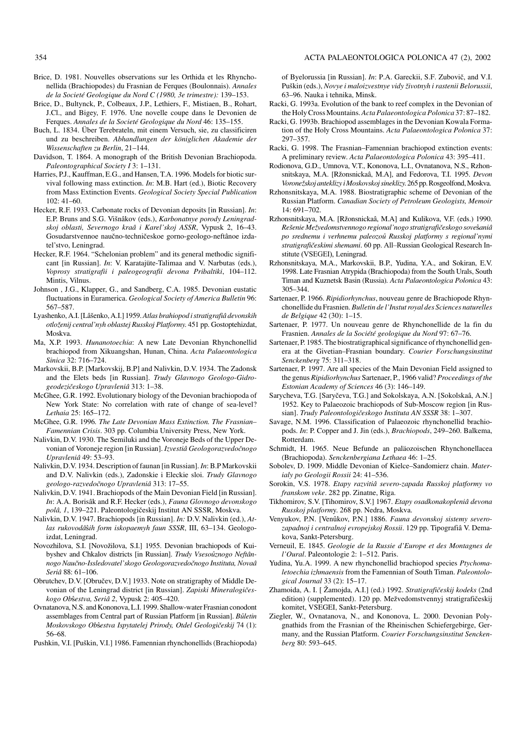Brice, D. 1981. Nouvelles observations sur les Orthida et les Rhynchonellida (Brachiopodes) du Frasnian de Ferques (Boulonnais). *Annales de la Societé Geologique du Nord C (1980, 3e trimestre):* 139–153.

Brice, D., Bultynck, P., Colbeaux, J.P., Lethiers, F., Mistiaen, B., Rohart, J.Cl., and Bigey, F. 1976. Une novelle coupe dans le Devonien de Ferques. *Annales de la Societé Geologique du Nord* 46: 135–155.

Buch, L. 1834. Über Terebrateln, mit einem Versuch, sie, zu classificiren und zu beschreiben. *Abhandlungen der königlichen Akademie der Wissenschaften zu Berlin*, 21–144.

Davidson, T. 1864. A monograph of the British Devonian Brachiopoda. *Paleontographical Society I* 3: 1–131.

Harries, P.J., Kauffman, E.G., and Hansen, T.A. 1996. Models for biotic survival following mass extinction. *In*: M.B. Hart (ed.), Biotic Recovery from Mass Extinction Events. *Geological Society Special Publication* 102: 41–60.

Hecker, R.F. 1933. Carbonate rocks of Devonian deposits [in Russian]. *In*: E.P. Bruns and S.G. Višnâkov (eds.), *Karbonatnye porody Leningradskoj oblasti, Severnogo kraâ i Karel'skoj ASSR*, Vypusk 2, 16–43. Gosudarstvennoe naučno-techničeskoe gorno-geologo-neftânoe izdatel'stvo, Leningrad.

Hecker, R.F. 1964. "Schelonian problem" and its general methodic significant [in Russian]. *In*: V. Karatajüte-Talimaa and V. Narbutas (eds.), *Voprosy stratigrafii i paleogeografii devona Pribaltiki*, 104–112. Mintis, Vilnus.

Johnson , J.G., Klapper, G., and Sandberg, C.A. 1985. Devonian eustatic fluctuations in Euramerica. *Geological Society of America Bulletin* 96: 567–587.

Lyashenko, A.I. [Lâšenko, A.I.] 1959. *Atlas brahiopod i stratigrafiâ devonskih otloženij central'nyh oblastej Russkoj Platformy*. 451 pp. Gostoptehizdat, Moskva.

Ma, X.P. 1993. *Hunanotoechia*: A new Late Devonian Rhynchonellid brachiopod from Xikuangshan, Hunan, China. *Acta Palaeontologica Sinica* 32: 716–724.

Markovskii, B.P. [Markovskij, B.P] and Nalivkin, D.V. 1934. The Zadonsk and the Elets beds [in Russian]. *Trudy Glavnogo Geologo-Gidrogeodezičeskogo Upravleniâ* 313: 1–38.

McGhee, G.R. 1992. Evolutionary biology of the Devonian brachiopoda of New York State: No correlation with rate of change of sea-level? *Lethaia* 25: 165–172.

McGhee, G.R. 1996. *The Late Devonian Mass Extinction. The Frasnian–Famennian Crisis*. 303 pp. Columbia University Press, New York.

Nalivkin, D.V. 1930. The Semiluki and the Voroneje Beds of the Upper Devonian of Voroneje region [in Russian]. *Izvestiâ Geologorazvedočnogo Upravleniâ* 49: 53–93.

Nalivkin, D.V. 1934. Description of faunan [in Russian]. *In*: B.P Markovskii and D.V. Nalivkin (eds.), Zadonskie i Eleckie sloi. *Trudy Glavnogo geologo-razvedočnogo Upravleniâ* 313: 17–55.

Nalivkin, D.V. 1941. Brachiopods of the Main Devonian Field [in Russian]. *In*: A.A. Borisâk and R.F. Hecker (eds.), *Fauna Glovnogo devonskogo polâ, 1*, 139–221. Paleontologičeskij Institut AN SSSR, Moskva.

Nalivkin, D.V. 1947. Brachiopods [in Russian]. *In:* D.V. Nalivkin (ed.), *Atlas rukovodâŝih form iskopaemyh faun SSSR*, III, 63–134. Geologoizdat, Leningrad.

Novozhilova, S.I. [Novožilova, S.I.] 1955. Devonian brachiopods of Kuibyshev and Chkalov districts [in Russian]. *Trudy Vsesoûznogo Neftânnogo Naučno-Issledovatel'skogo Geologorazvedočnogo Instituta, Novaâ Seriâ* 88: 61–106.

Obruchev, D.V. [Obručev, D.V.] 1933. Note on stratigraphy of Middle Devonian of the Leningrad district [in Russian]. *Zapiski Mineralogičeskogo Obŝestva, Seriâ 2*, Vypusk 2: 405–420.

Ovnatanova, N.S. and Kononova, L.I. 1999. Shallow-water Frasnian conodont assemblages from Central part of Russian Platform [in Russian]. *Bûletin Moskovskogo Obŝestva Ispytatelej Prirody, Otdel Geologičeskij* 74 (1): 56–68.

Pushkin, V.I. [Puškin, V.I.] 1986. Famennian rhynchonellids (Brachiopoda) of Byelorussia [in Russian]. *In*: P.A. Gareckii, S.F. Zubovič, and V.I. Puškin (eds.), *Novye i maloizvestnye vidy životnyh i rastenii Belorussii*, 63–96. Nauka i tehnika, Minsk.

Racki, G. 1993a. Evolution of the bank to reef complex in the Devonian of the Holy Cross Mountains. *Acta Palaeontologica Polonica* 37: 87–182.

Racki, G. 1993b. Brachiopod assemblages in the Devonian Kowala Formation of the Holy Cross Mountains. *Acta Palaeontologica Polonica* 37: 297–357.

Racki, G. 1998. The Frasnian–Famennian brachiopod extinction events: A preliminary review. *Acta Palaeontologica Polonica* 43: 395–411.

Rodionova, G.D., Umnova, V.T., Kononova, L.I., Ovnatanova, N.S., Rzhonsnitskaya, M.A. [Ržonsnickaâ, M.A], and Fedorova, T.I. 1995. *Devon Voronežskoj anteklizy i Moskovskoj sineklizy*. 265 pp. Rosgeolfond, Moskva.

Rzhonsnitskaya, M.A. 1988. Biostratigraphic scheme of Devonian of the Russian Platform. *Canadian Society of Petroleum Geologists, Memoir* 14: 691–702.

Rzhonsnitskaya, M.A. [Ržonsnickaâ, M.A] and Kulikova, V.F. (eds.) 1990. *Rešenie Mežvedomstvennogo regional'nogo stratigrafičeskogo soveŝaniâ po srednemu i verhnemu paleozoû Russkoj platformy s regional'nymi stratigrafičeskimi shemami*. 60 pp. All–Russian Geological Research Institute (VSEGEI), Leningrad.

Rzhonsnitskaya, M.A., Markovskii, B.P., Yudina, Y.A., and Sokiran, E.V. 1998. Late Frasnian Atrypida (Brachiopoda) from the South Urals, South Timan and Kuznetsk Basin (Russia). *Acta Palaeontologica Polonica* 43: 305–344.

Sartenaer, P. 1966. *Ripidiorhynchus*, nouveau genre de Brachiopode Rhynchonellide du Frasnien. *Bulletin de l'Instut royal des Sciences naturelles de Belgique* 42 (30): 1–15.

Sartenaer, P. 1977. Un nouveau genre de Rhynchonellide de la fin du Frasnien. *Annales de la Société geologique du Nord* 97: 67–76.

Sartenaer, P. 1985. The biostratigraphical significance of rhynchonellid genera at the Givetian–Frasnian boundary. *Courier Forschungsinstitut Senckenberg* 75: 311–318.

Sartenaer, P. 1997. Are all species of the Main Devonian Field assigned to the genus *Ripidiorhynchus* Sartenaer, P., 1966 valid? *Proceedings of the Estonian Academy of Sciences* 46 (3): 146–149.

Sarycheva, T.G. [Saryčeva, T.G.] and Sokolskaya, A.N. [Sokolskaâ, A.N.] 1952. Key to Palaeozoic brachiopods of Sub-Moscow region [in Russian]. *Trudy Paleontologičeskogo Instituta AN SSSR* 38: 1–307.

Savage, N.M. 1996. Classification of Palaeozoic rhynchonellid brachiopods. *In*: P. Copper and J. Jin (eds.), *Brachiopods*, 249–260. Balkema, Rotterdam.

Schmidt, H. 1965. Neue Befunde an paläozoischen Rhynchonellacea (Brachiopoda). *Senckenbergiana Lethaea* 46: 1–25.

Sobolev, D. 1909. Middle Devonian of Kielce–Sandomierz chain. *Materialy po Geologii Rossii* 24: 41–536.

Sorokin, V.S. 1978. *Etapy razvitiâ severo-zapada Russkoj platformy vo franskom veke*. 282 pp. Zinatne, Riga.

Tikhomirov, S.V. [Tihomirov, S.V.] 1967. *Etapy osadkonakopleniâ devona Russkoj platformy*. 268 pp. Nedra, Moskva.

Venyukov, P.N. [Venûkov, P.N.] 1886. *Fauna devonskoj sistemy severo-zapadnoj i centralnoj evropejskoj Rossii*. 129 pp. Tipografiâ V. Demakova, Sankt-Petersburg.

Verneuil, E. 1845. *Geologie de la Russie d'Europe et des Montagnes de l'Oural*. Paleontologie 2: 1–512. Paris.

Yudina, Yu.A. 1999. A new rhynchonellid brachiopod species *Ptychomaletoechia izhmaensis* from the Famennian of South Timan. *Paleontological Journal* 33 (2): 15–17.

Zhamoida, A. I. [ Žamojda, A.I.] (ed.) 1992. *Stratigrafičeskij kodeks* (2nd edition) (supplemented). 120 pp. Meždvedomstvennyj stratigrafičeskij komitet, VSEGEI, Sankt-Petersburg.

Ziegler, W., Ovnatanova, N., and Kononova, L. 2000. Devonian Polygnathids from the Frasnian of the Rheinischen Schiefergebirge, Germany, and the Russian Platform. *Courier Forschungsinstitut Senckenberg* 80: 593–645.